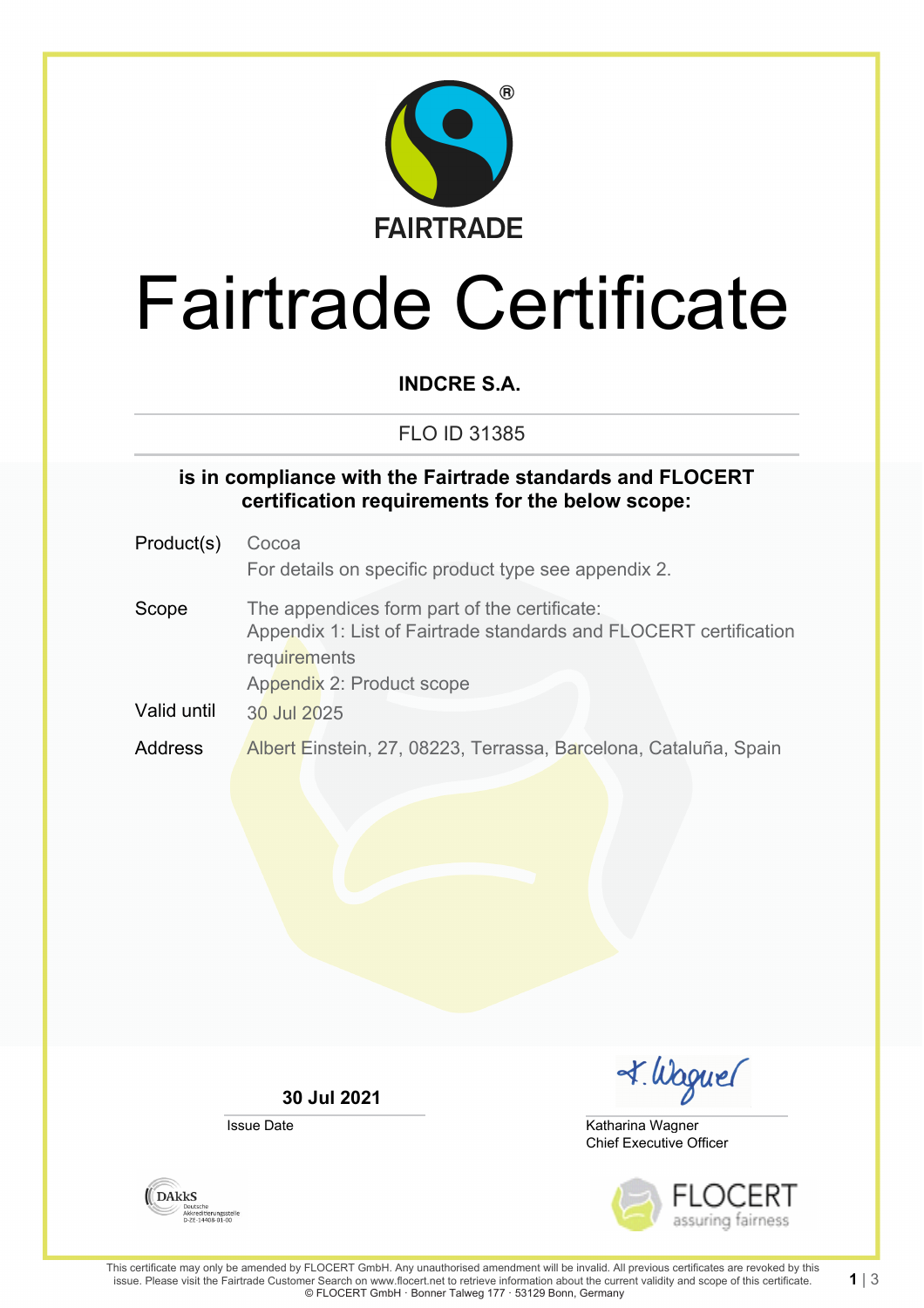FAIRTRADE

# Fairtrade Certificate

**INDCRE S.A.**

FLO ID 31385

**is in compliance with the Fairtrade standards and FLOCERT certification requirements for the below scope:**

Product(s) Cocoa
For details on specific product type see appendix 2.

Scope The appendices form part of the certificate:
Appendix 1: List of Fairtrade standards and FLOCERT certification requirements
Appendix 2: Product scope

Valid until 30 Jul 2025

Address Albert Einstein, 27, 08223, Terrassa, Barcelona, Cataluña, Spain

**30 Jul 2021**
Issue Date

Katharina Wagner
Chief Executive Officer

DAkkS Deutsche Akkreditierungsstelle D-ZE-14408-01-00

FLOCERT assuring fairness

This certificate may only be amended by FLOCERT GmbH. Any unauthorised amendment will be invalid. All previous certificates are revoked by this issue. Please visit the Fairtrade Customer Search on www.flocert.net to retrieve information about the current validity and scope of this certificate.
© FLOCERT GmbH · Bonner Talweg 177 · 53129 Bonn, Germany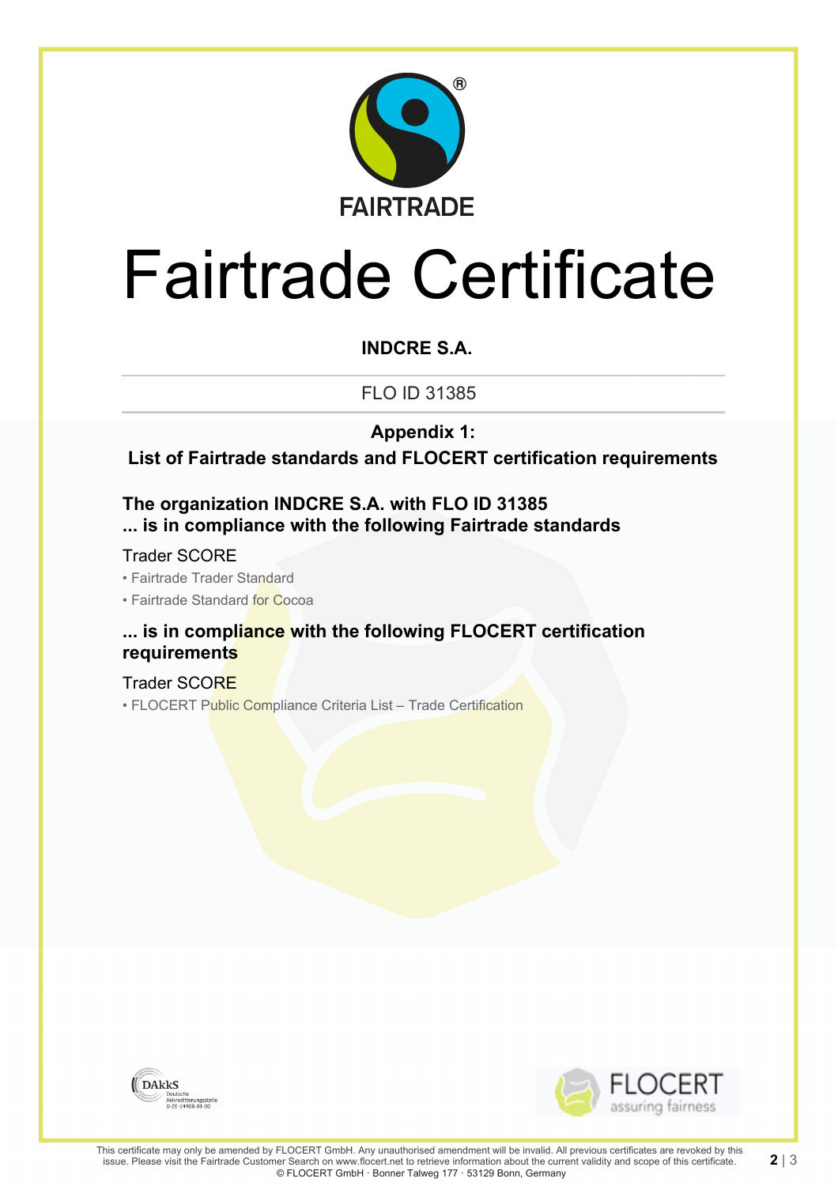FAIRTRADE

# Fairtrade Certificate

**INDCRE S.A.**

FLO ID 31385

**Appendix 1:**
**List of Fairtrade standards and FLOCERT certification requirements**

**The organization INDCRE S.A. with FLO ID 31385**
**... is in compliance with the following Fairtrade standards**

Trader SCORE

- Fairtrade Trader Standard
- Fairtrade Standard for Cocoa

**... is in compliance with the following FLOCERT certification requirements**

Trader SCORE

- FLOCERT Public Compliance Criteria List – Trade Certification

This certificate may only be amended by FLOCERT GmbH. Any unauthorised amendment will be invalid. All previous certificates are revoked by this issue. Please visit the Fairtrade Customer Search on www.flocert.net to retrieve information about the current validity and scope of this certificate.
© FLOCERT GmbH · Bonner Talweg 177 · 53129 Bonn, Germany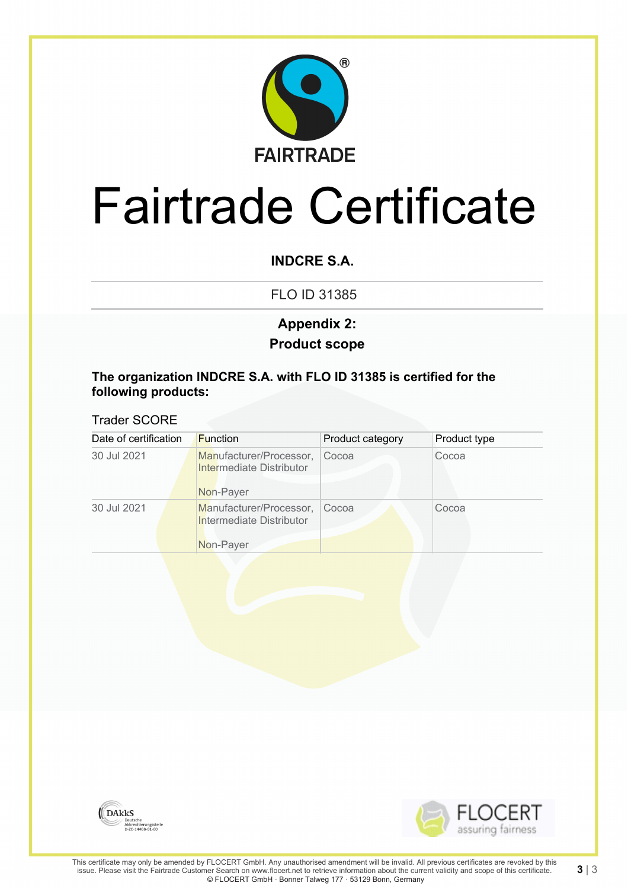FAIRTRADE

# Fairtrade Certificate

**INDCRE S.A.**

FLO ID 31385

## Appendix 2: Product scope

**The organization INDCRE S.A. with FLO ID 31385 is certified for the following products:**

Trader SCORE

| Date of certification | Function | Product category | Product type |
|---|---|---|---|
| 30 Jul 2021 | Manufacturer/Processor, Intermediate Distributor<br><br>Non-Payer | Cocoa | Cocoa |
| 30 Jul 2021 | Manufacturer/Processor, Intermediate Distributor<br><br>Non-Payer | Cocoa | Cocoa |

DAkkS Deutsche Akkreditierungsstelle D-ZE-14408-01-00

FLOCERT assuring fairness

This certificate may only be amended by FLOCERT GmbH. Any unauthorised amendment will be invalid. All previous certificates are revoked by this issue. Please visit the Fairtrade Customer Search on www.flocert.net to retrieve information about the current validity and scope of this certificate.
© FLOCERT GmbH · Bonner Talweg 177 · 53129 Bonn, Germany